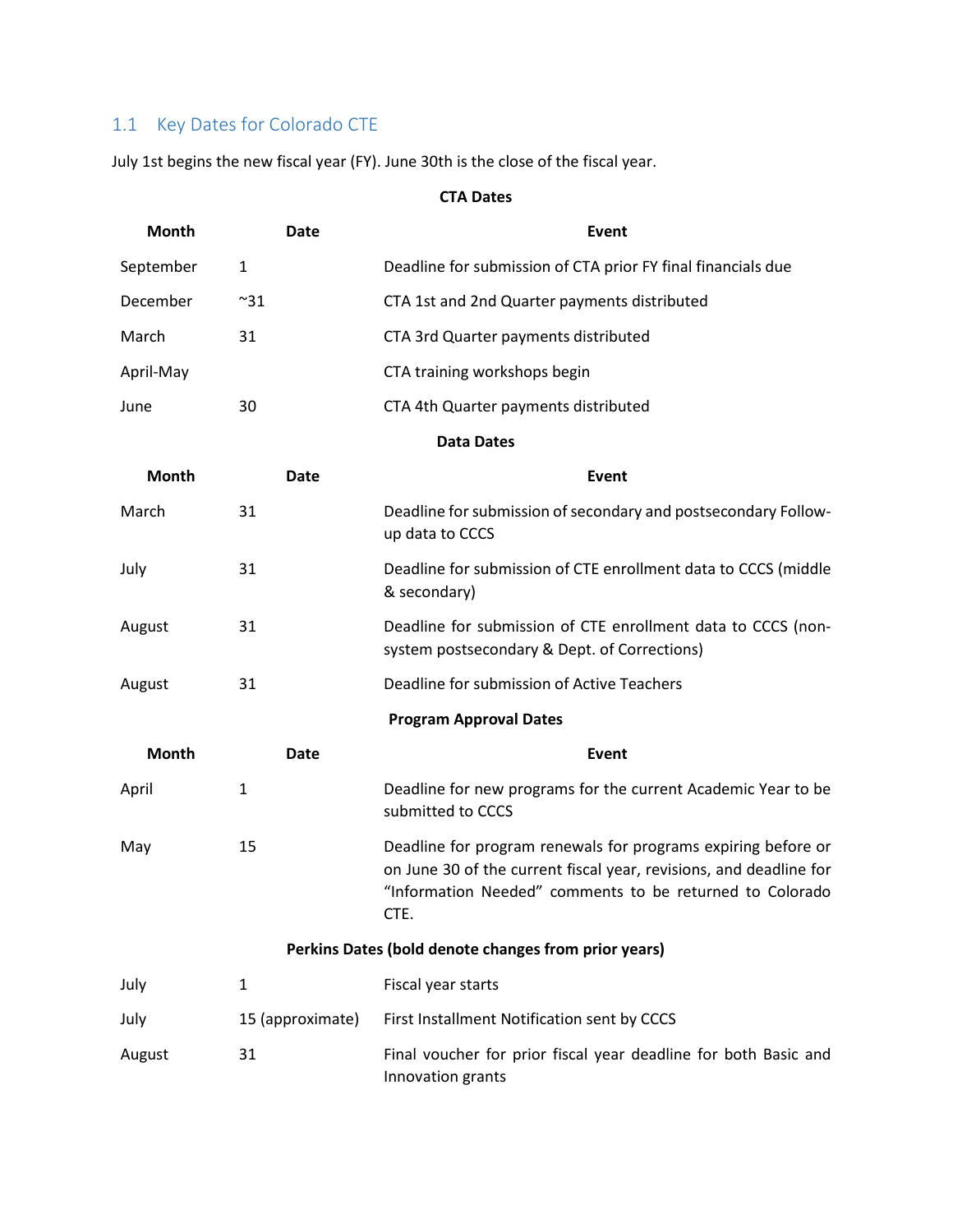## 1.1 Key Dates for Colorado CTE

July 1st begins the new fiscal year (FY). June 30th is the close of the fiscal year.

**CTA Dates**

| Month | Date | Event |
| --- | --- | --- |
| September | 1 | Deadline for submission of CTA prior FY final financials due |
| December | ~31 | CTA 1st and 2nd Quarter payments distributed |
| March | 31 | CTA 3rd Quarter payments distributed |
| April-May | | CTA training workshops begin |
| June | 30 | CTA 4th Quarter payments distributed |

**Data Dates**

| Month | Date | Event |
| --- | --- | --- |
| March | 31 | Deadline for submission of secondary and postsecondary Follow-up data to CCCS |
| July | 31 | Deadline for submission of CTE enrollment data to CCCS (middle & secondary) |
| August | 31 | Deadline for submission of CTE enrollment data to CCCS (non-system postsecondary & Dept. of Corrections) |
| August | 31 | Deadline for submission of Active Teachers |

**Program Approval Dates**

| Month | Date | Event |
| --- | --- | --- |
| April | 1 | Deadline for new programs for the current Academic Year to be submitted to CCCS |
| May | 15 | Deadline for program renewals for programs expiring before or on June 30 of the current fiscal year, revisions, and deadline for "Information Needed" comments to be returned to Colorado CTE. |

**Perkins Dates (bold denote changes from prior years)**

| Month | Date | Event |
| --- | --- | --- |
| July | 1 | Fiscal year starts |
| July | 15 (approximate) | First Installment Notification sent by CCCS |
| August | 31 | Final voucher for prior fiscal year deadline for both Basic and Innovation grants |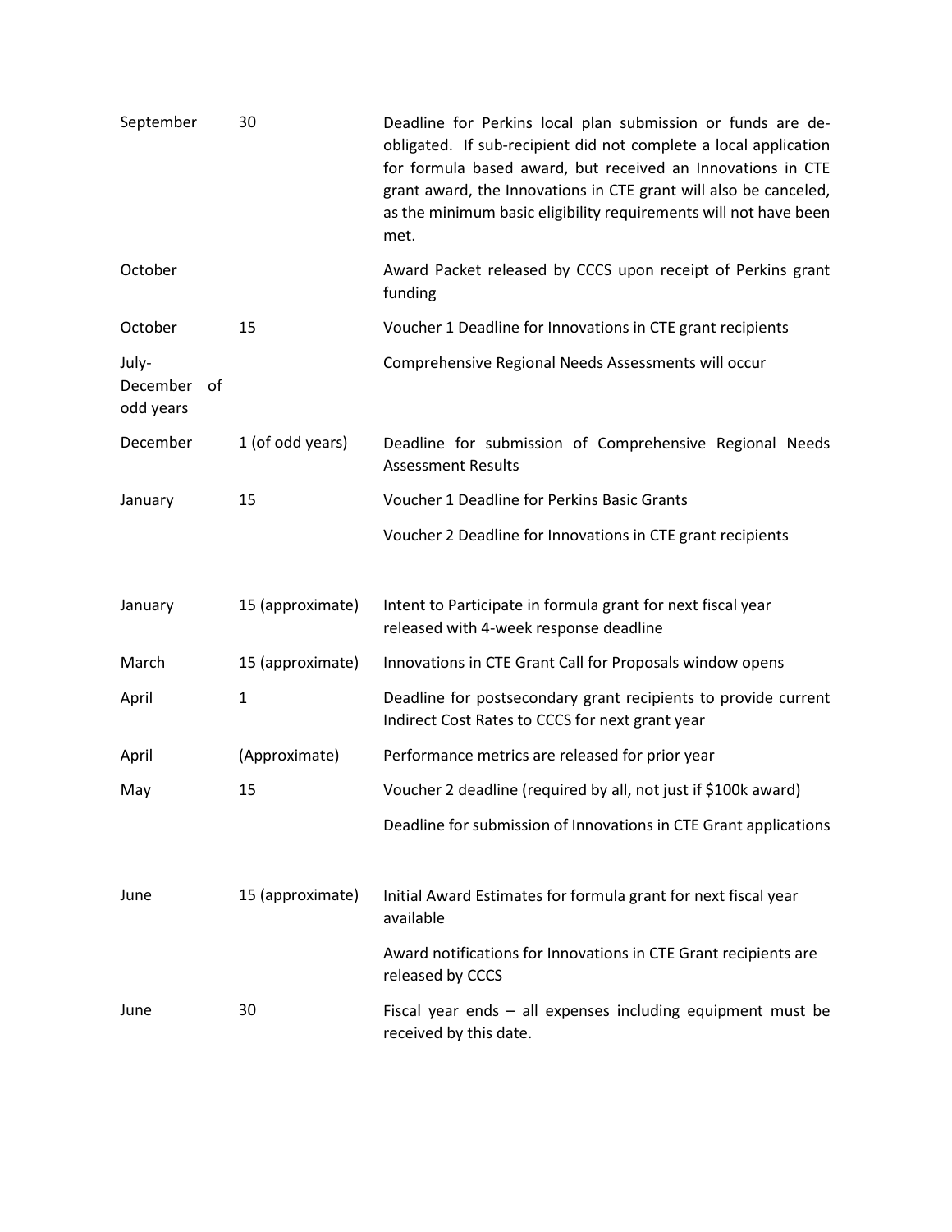| | | |
|---|---|---|
| September | 30 | Deadline for Perkins local plan submission or funds are de-obligated. If sub-recipient did not complete a local application for formula based award, but received an Innovations in CTE grant award, the Innovations in CTE grant will also be canceled, as the minimum basic eligibility requirements will not have been met. |
| October | | Award Packet released by CCCS upon receipt of Perkins grant funding |
| October | 15 | Voucher 1 Deadline for Innovations in CTE grant recipients |
| July-December of odd years | | Comprehensive Regional Needs Assessments will occur |
| December | 1 (of odd years) | Deadline for submission of Comprehensive Regional Needs Assessment Results |
| January | 15 | Voucher 1 Deadline for Perkins Basic Grants<br><br>Voucher 2 Deadline for Innovations in CTE grant recipients |
| January | 15 (approximate) | Intent to Participate in formula grant for next fiscal year released with 4-week response deadline |
| March | 15 (approximate) | Innovations in CTE Grant Call for Proposals window opens |
| April | 1 | Deadline for postsecondary grant recipients to provide current Indirect Cost Rates to CCCS for next grant year |
| April | (Approximate) | Performance metrics are released for prior year |
| May | 15 | Voucher 2 deadline (required by all, not just if $100k award)<br><br>Deadline for submission of Innovations in CTE Grant applications |
| June | 15 (approximate) | Initial Award Estimates for formula grant for next fiscal year available<br><br>Award notifications for Innovations in CTE Grant recipients are released by CCCS |
| June | 30 | Fiscal year ends – all expenses including equipment must be received by this date. |